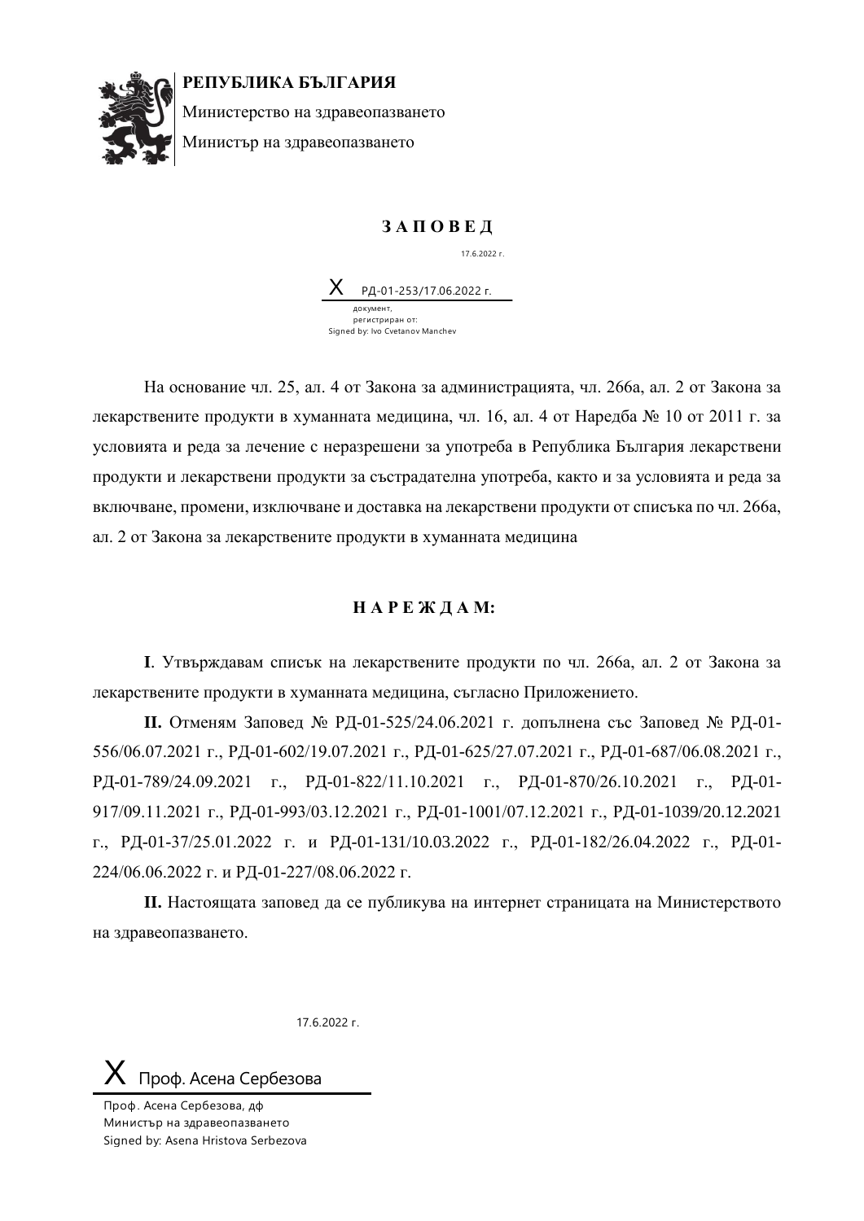**РЕПУБЛИКА БЪЛГАРИЯ**

Министерство на здравеопазването

Министър на здравеопазването

## З А П О В Е Д

17.6.2022 г.

X РД-01-253/17.06.2022 г.

документ,
регистриран от:
Signed by: Ivo Cvetanov Manchev

На основание чл. 25, ал. 4 от Закона за администрацията, чл. 266а, ал. 2 от Закона за лекарствените продукти в хуманната медицина, чл. 16, ал. 4 от Наредба № 10 от 2011 г. за условията и реда за лечение с неразрешени за употреба в Република България лекарствени продукти и лекарствени продукти за състрадателна употреба, както и за условията и реда за включване, промени, изключване и доставка на лекарствени продукти от списъка по чл. 266а, ал. 2 от Закона за лекарствените продукти в хуманната медицина

## Н А Р Е Ж Д А М:

**I**. Утвърждавам списък на лекарствените продукти по чл. 266а, ал. 2 от Закона за лекарствените продукти в хуманната медицина, съгласно Приложението.

**II.** Отменям Заповед № РД-01-525/24.06.2021 г. допълнена със Заповед № РД-01-556/06.07.2021 г., РД-01-602/19.07.2021 г., РД-01-625/27.07.2021 г., РД-01-687/06.08.2021 г., РД-01-789/24.09.2021 г., РД-01-822/11.10.2021 г., РД-01-870/26.10.2021 г., РД-01-917/09.11.2021 г., РД-01-993/03.12.2021 г., РД-01-1001/07.12.2021 г., РД-01-1039/20.12.2021 г., РД-01-37/25.01.2022 г. и РД-01-131/10.03.2022 г., РД-01-182/26.04.2022 г., РД-01-224/06.06.2022 г. и РД-01-227/08.06.2022 г.

**II.** Настоящата заповед да се публикува на интернет страницата на Министерството на здравеопазването.

17.6.2022 г.

X Проф. Асена Сербезова

Проф. Асена Сербезова, дф
Министър на здравеопазването
Signed by: Asena Hristova Serbezova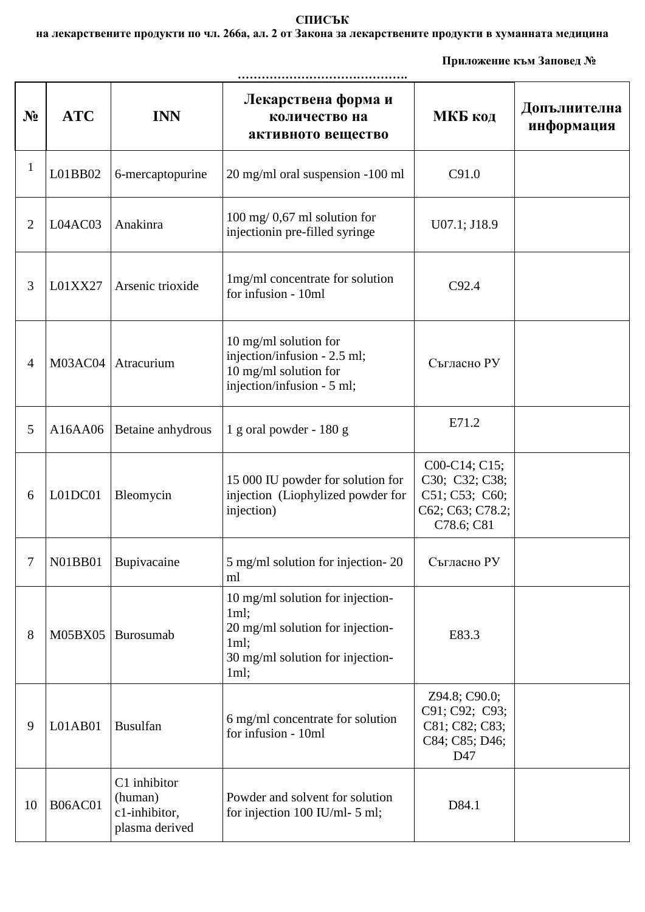**СПИСЪК**
**на лекарствените продукти по чл. 266а, ал. 2 от Закона за лекарствените продукти в хуманната медицина**

**Приложение към Заповед № …………………………………….**

| № | ATC | INN | Лекарствена форма и количество на активното вещество | МКБ код | Допълнителна информация |
|---|---|---|---|---|---|
| 1 | L01BB02 | 6-mercaptopurine | 20 mg/ml oral suspension -100 ml | C91.0 | |
| 2 | L04AC03 | Anakinra | 100 mg/ 0,67 ml solution for injectionin pre-filled syringe | U07.1; J18.9 | |
| 3 | L01XX27 | Arsenic trioxide | 1mg/ml concentrate for solution for infusion - 10ml | C92.4 | |
| 4 | M03AC04 | Atracurium | 10 mg/ml solution for injection/infusion - 2.5 ml;<br>10 mg/ml solution for injection/infusion - 5 ml; | Съгласно РУ | |
| 5 | A16AA06 | Betaine anhydrous | 1 g oral powder - 180 g | E71.2 | |
| 6 | L01DC01 | Bleomycin | 15 000 IU powder for solution for injection (Liophylized powder for injection) | C00-C14; C15; C30; C32; C38; C51; C53; C60; C62; C63; C78.2; C78.6; C81 | |
| 7 | N01BB01 | Bupivacaine | 5 mg/ml solution for injection- 20 ml | Съгласно РУ | |
| 8 | M05BX05 | Burosumab | 10 mg/ml solution for injection-1ml;<br>20 mg/ml solution for injection-1ml;<br>30 mg/ml solution for injection-1ml; | E83.3 | |
| 9 | L01AB01 | Busulfan | 6 mg/ml concentrate for solution for infusion - 10ml | Z94.8; C90.0; C91; C92; C93; C81; C82; C83; C84; C85; D46; D47 | |
| 10 | B06AC01 | C1 inhibitor (human) c1-inhibitor, plasma derived | Powder and solvent for solution for injection 100 IU/ml- 5 ml; | D84.1 | |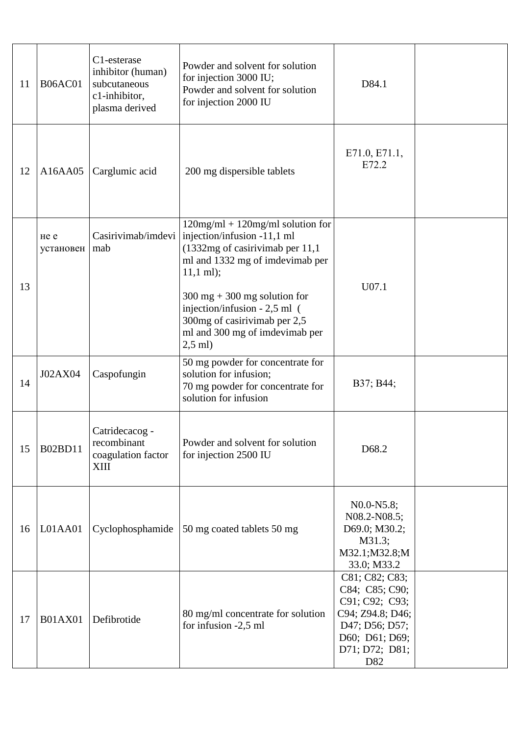| 11 | B06AC01 | C1-esterase inhibitor (human) subcutaneous c1-inhibitor, plasma derived | Powder and solvent for solution for injection 3000 IU; Powder and solvent for solution for injection 2000 IU | D84.1 | |
|---|---|---|---|---|---|
| 12 | A16AA05 | Carglumic acid | 200 mg dispersible tablets | E71.0, E71.1, E72.2 | |
| 13 | не е установен | Casirivimab/imdevimab | 120mg/ml + 120mg/ml solution for injection/infusion -11,1 ml (1332mg of casirivimab per 11,1 ml and 1332 mg of imdevimab per 11,1 ml);<br><br>300 mg + 300 mg solution for injection/infusion - 2,5 ml ( 300mg of casirivimab per 2,5 ml and 300 mg of imdevimab per 2,5 ml) | U07.1 | |
| 14 | J02AX04 | Caspofungin | 50 mg powder for concentrate for solution for infusion;<br>70 mg powder for concentrate for solution for infusion | B37; B44; | |
| 15 | B02BD11 | Catridecacog - recombinant coagulation factor XIII | Powder and solvent for solution for injection 2500 IU | D68.2 | |
| 16 | L01AA01 | Cyclophosphamide | 50 mg coated tablets 50 mg | N0.0-N5.8; N08.2-N08.5; D69.0; M30.2; M31.3; M32.1;M32.8;M33.0; M33.2 | |
| 17 | B01AX01 | Defibrotide | 80 mg/ml concentrate for solution for infusion -2,5 ml | C81; C82; C83; C84; C85; C90; C91; C92; C93; C94; Z94.8; D46; D47; D56; D57; D60; D61; D69; D71; D72; D81; D82 | |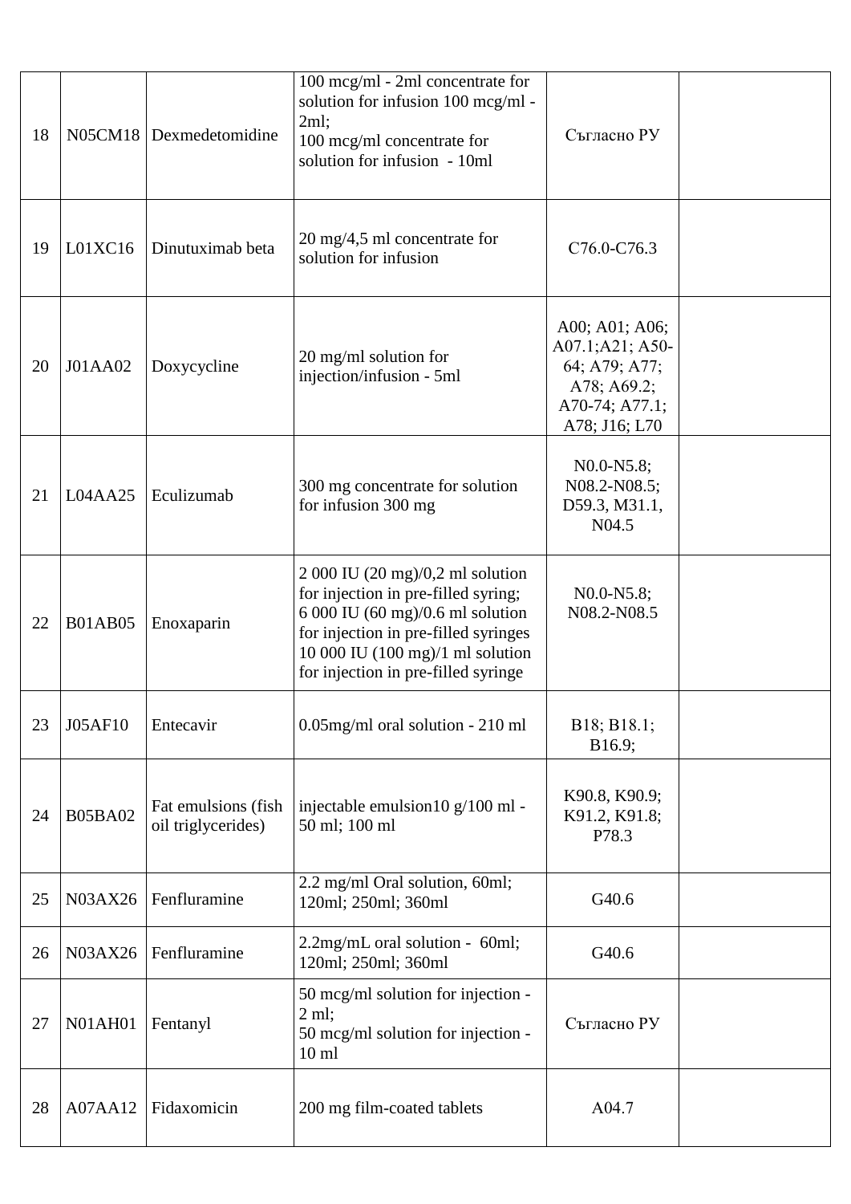| 18 | N05CM18 | Dexmedetomidine | 100 mcg/ml - 2ml concentrate for solution for infusion 100 mcg/ml - 2ml;<br>100 mcg/ml concentrate for solution for infusion - 10ml | Съгласно РУ | |
|---|---|---|---|---|---|
| 19 | L01XC16 | Dinutuximab beta | 20 mg/4,5 ml concentrate for solution for infusion | C76.0-C76.3 | |
| 20 | J01AA02 | Doxycycline | 20 mg/ml solution for injection/infusion - 5ml | A00; A01; A06; A07.1;A21; A50-64; A79; A77; A78; A69.2; A70-74; A77.1; A78; J16; L70 | |
| 21 | L04AA25 | Eculizumab | 300 mg concentrate for solution for infusion 300 mg | N0.0-N5.8; N08.2-N08.5; D59.3, M31.1, N04.5 | |
| 22 | B01AB05 | Enoxaparin | 2 000 IU (20 mg)/0,2 ml solution for injection in pre-filled syring;<br>6 000 IU (60 mg)/0.6 ml solution for injection in pre-filled syringes<br>10 000 IU (100 mg)/1 ml solution for injection in pre-filled syringe | N0.0-N5.8; N08.2-N08.5 | |
| 23 | J05AF10 | Entecavir | 0.05mg/ml oral solution - 210 ml | B18; B18.1; B16.9; | |
| 24 | B05BA02 | Fat emulsions (fish oil triglycerides) | injectable emulsion10 g/100 ml - 50 ml; 100 ml | K90.8, K90.9; K91.2, K91.8; P78.3 | |
| 25 | N03AX26 | Fenfluramine | 2.2 mg/ml Oral solution, 60ml; 120ml; 250ml; 360ml | G40.6 | |
| 26 | N03AX26 | Fenfluramine | 2.2mg/mL oral solution - 60ml; 120ml; 250ml; 360ml | G40.6 | |
| 27 | N01AH01 | Fentanyl | 50 mcg/ml solution for injection - 2 ml;<br>50 mcg/ml solution for injection - 10 ml | Съгласно РУ | |
| 28 | A07AA12 | Fidaxomicin | 200 mg film-coated tablets | A04.7 | |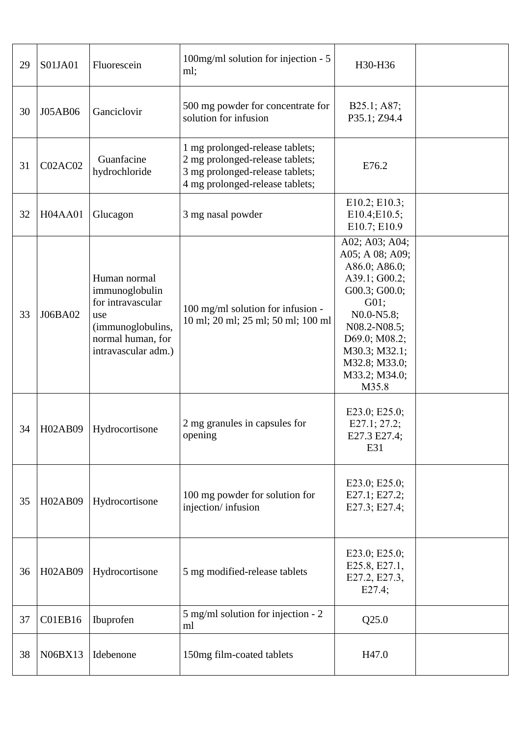| 29 | S01JA01 | Fluorescein | 100mg/ml solution for injection - 5 ml; | H30-H36 | |
|---|---|---|---|---|---|
| 30 | J05AB06 | Ganciclovir | 500 mg powder for concentrate for solution for infusion | B25.1; A87; P35.1; Z94.4 | |
| 31 | C02AC02 | Guanfacine hydrochloride | 1 mg prolonged-release tablets; 2 mg prolonged-release tablets; 3 mg prolonged-release tablets; 4 mg prolonged-release tablets; | E76.2 | |
| 32 | H04AA01 | Glucagon | 3 mg nasal powder | E10.2; E10.3; E10.4;E10.5; E10.7; E10.9 | |
| 33 | J06BA02 | Human normal immunoglobulin for intravascular use (immunoglobulins, normal human, for intravascular adm.) | 100 mg/ml solution for infusion - 10 ml; 20 ml; 25 ml; 50 ml; 100 ml | A02; A03; A04; A05; A 08; A09; A86.0; A86.0; A39.1; G00.2; G00.3; G00.0; G01; N0.0-N5.8; N08.2-N08.5; D69.0; M08.2; M30.3; M32.1; M32.8; M33.0; M33.2; M34.0; M35.8 | |
| 34 | H02AB09 | Hydrocortisone | 2 mg granules in capsules for opening | E23.0; E25.0; E27.1; 27.2; E27.3 E27.4; E31 | |
| 35 | H02AB09 | Hydrocortisone | 100 mg powder for solution for injection/ infusion | E23.0; E25.0; E27.1; E27.2; E27.3; E27.4; | |
| 36 | H02AB09 | Hydrocortisone | 5 mg modified-release tablets | E23.0; E25.0; E25.8, E27.1, E27.2, E27.3, E27.4; | |
| 37 | C01EB16 | Ibuprofen | 5 mg/ml solution for injection - 2 ml | Q25.0 | |
| 38 | N06BX13 | Idebenone | 150mg film-coated tablets | H47.0 | |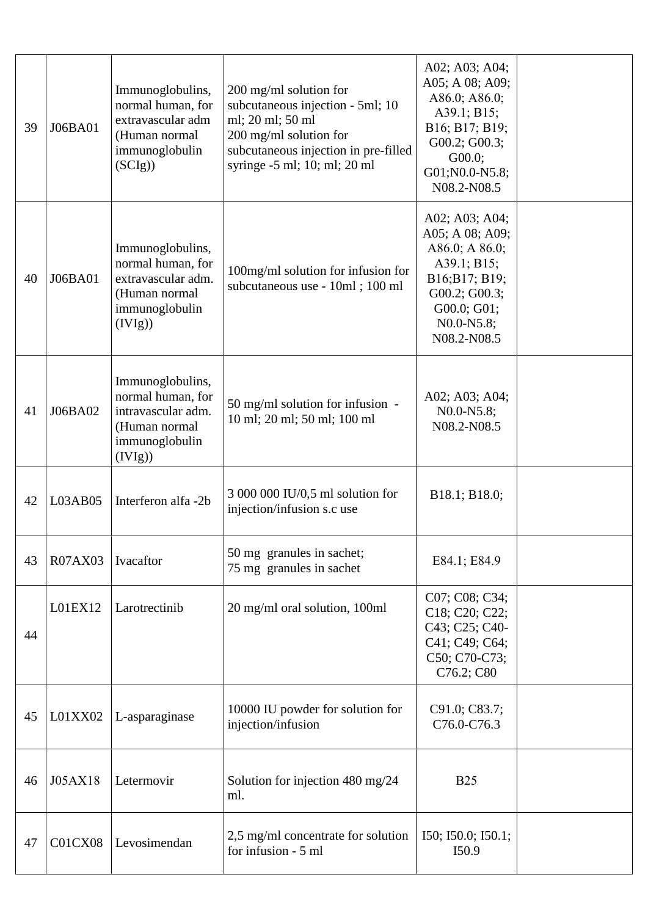| 39 | J06BA01 | Immunoglobulins, normal human, for extravascular adm (Human normal immunoglobulin (SCIg)) | 200 mg/ml solution for subcutaneous injection - 5ml; 10 ml; 20 ml; 50 ml<br>200 mg/ml solution for subcutaneous injection in pre-filled syringe -5 ml; 10; ml; 20 ml | A02; A03; A04; A05; A 08; A09; A86.0; A86.0; A39.1; B15; B16; B17; B19; G00.2; G00.3; G00.0; G01;N0.0-N5.8; N08.2-N08.5 | |
|---|---|---|---|---|---|
| 40 | J06BA01 | Immunoglobulins, normal human, for extravascular adm. (Human normal immunoglobulin (IVIg)) | 100mg/ml solution for infusion for subcutaneous use - 10ml ; 100 ml | A02; A03; A04; A05; A 08; A09; A86.0; A 86.0; A39.1; B15; B16;B17; B19; G00.2; G00.3; G00.0; G01; N0.0-N5.8; N08.2-N08.5 | |
| 41 | J06BA02 | Immunoglobulins, normal human, for intravascular adm. (Human normal immunoglobulin (IVIg)) | 50 mg/ml solution for infusion - 10 ml; 20 ml; 50 ml; 100 ml | A02; A03; A04; N0.0-N5.8; N08.2-N08.5 | |
| 42 | L03AB05 | Interferon alfa -2b | 3 000 000 IU/0,5 ml solution for injection/infusion s.c use | B18.1; B18.0; | |
| 43 | R07AX03 | Ivacaftor | 50 mg granules in sachet;<br>75 mg granules in sachet | E84.1; E84.9 | |
| 44 | L01EX12 | Larotrectinib | 20 mg/ml oral solution, 100ml | C07; C08; C34; C18; C20; C22; C43; C25; C40-C41; C49; C64; C50; C70-C73; C76.2; C80 | |
| 45 | L01XX02 | L-asparaginase | 10000 IU powder for solution for injection/infusion | C91.0; C83.7; C76.0-C76.3 | |
| 46 | J05AX18 | Letermovir | Solution for injection 480 mg/24 ml. | B25 | |
| 47 | C01CX08 | Levosimendan | 2,5 mg/ml concentrate for solution for infusion - 5 ml | I50; I50.0; I50.1; I50.9 | |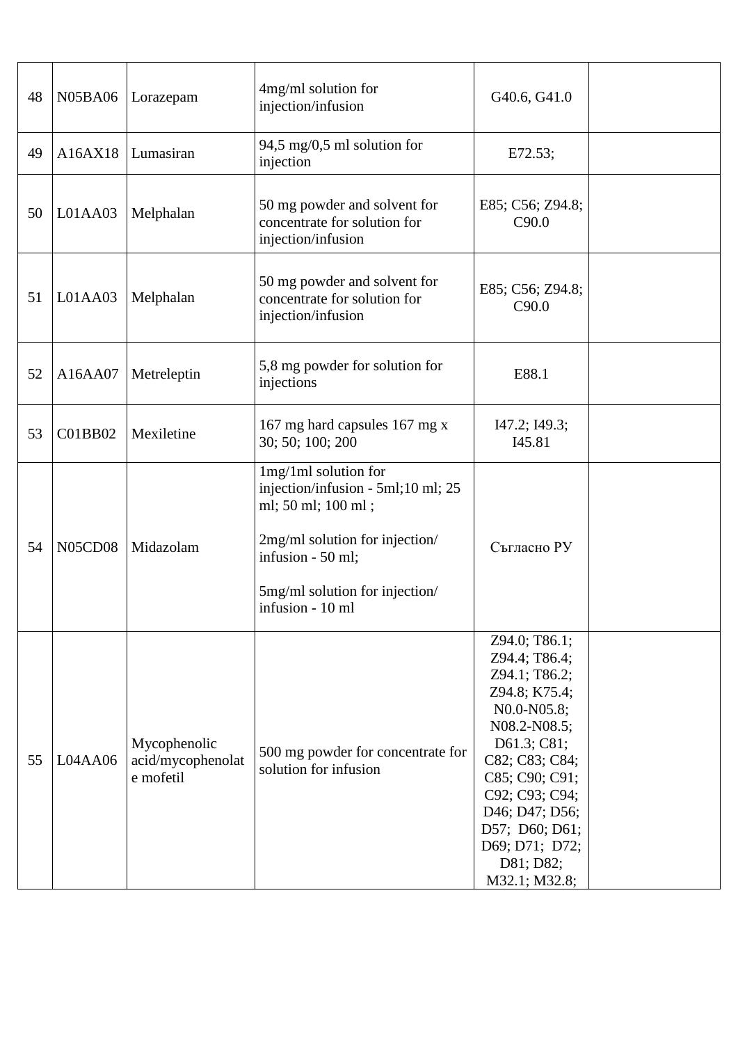| 48 | N05BA06 | Lorazepam | 4mg/ml solution for injection/infusion | G40.6, G41.0 | |
|---|---|---|---|---|---|
| 49 | A16AX18 | Lumasiran | 94,5 mg/0,5 ml solution for injection | E72.53; | |
| 50 | L01AA03 | Melphalan | 50 mg powder and solvent for concentrate for solution for injection/infusion | E85; C56; Z94.8; C90.0 | |
| 51 | L01AA03 | Melphalan | 50 mg powder and solvent for concentrate for solution for injection/infusion | E85; C56; Z94.8; C90.0 | |
| 52 | A16AA07 | Metreleptin | 5,8 mg powder for solution for injections | E88.1 | |
| 53 | C01BB02 | Mexiletine | 167 mg hard capsules 167 mg x 30; 50; 100; 200 | I47.2; I49.3; I45.81 | |
| 54 | N05CD08 | Midazolam | 1mg/1ml solution for injection/infusion - 5ml;10 ml; 25 ml; 50 ml; 100 ml ;<br><br>2mg/ml solution for injection/ infusion - 50 ml;<br><br>5mg/ml solution for injection/ infusion - 10 ml | Съгласно РУ | |
| 55 | L04AA06 | Mycophenolic acid/mycophenolate mofetil | 500 mg powder for concentrate for solution for infusion | Z94.0; T86.1; Z94.4; T86.4; Z94.1; T86.2; Z94.8; K75.4; N0.0-N05.8; N08.2-N08.5; D61.3; C81; C82; C83; C84; C85; C90; C91; C92; C93; C94; D46; D47; D56; D57; D60; D61; D69; D71; D72; D81; D82; M32.1; M32.8; | |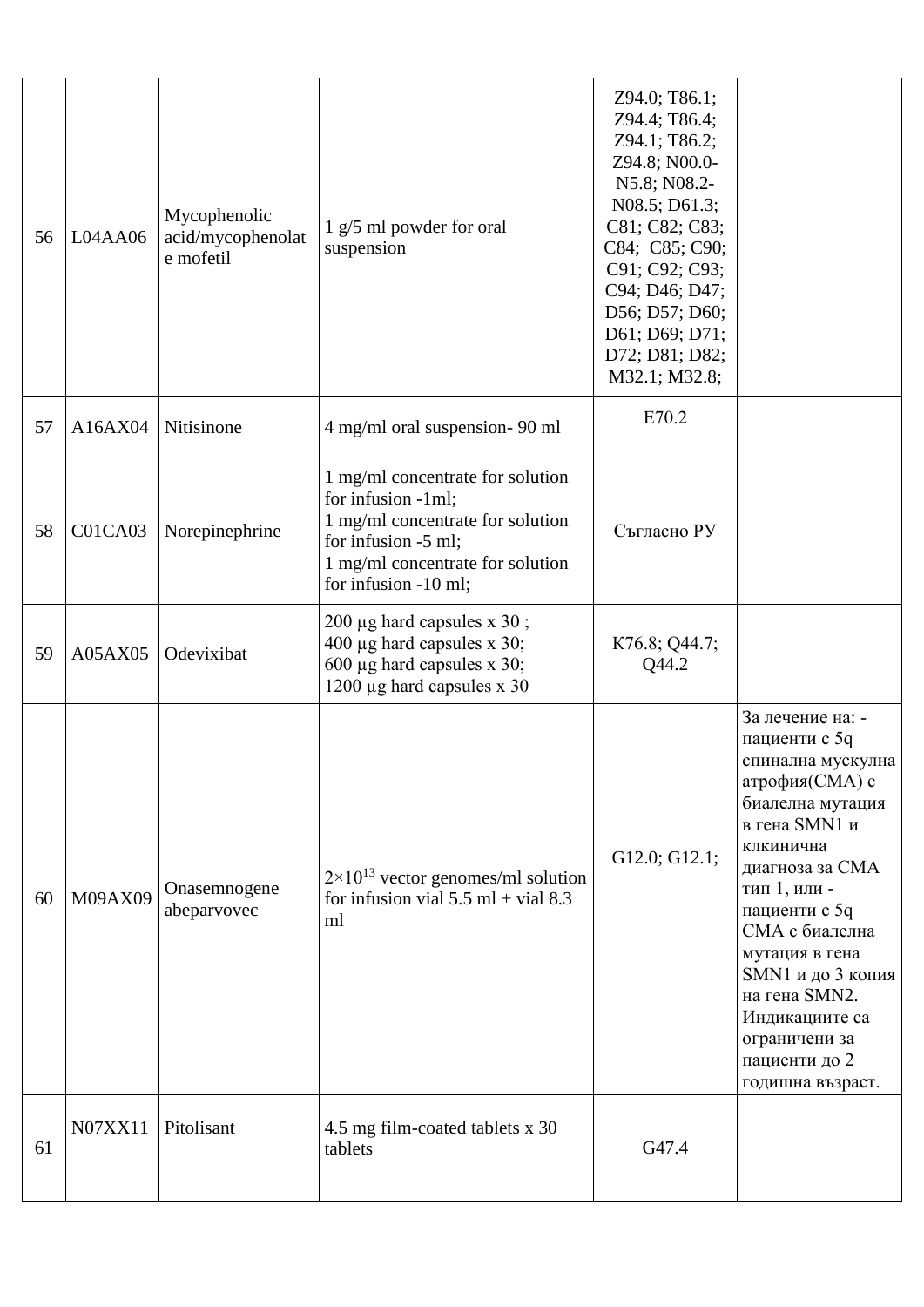| 56 | L04AA06 | Mycophenolic acid/mycophenolate mofetil | 1 g/5 ml powder for oral suspension | Z94.0; T86.1; Z94.4; T86.4; Z94.1; T86.2; Z94.8; N00.0-N5.8; N08.2-N08.5; D61.3; C81; C82; C83; C84; C85; C90; C91; C92; C93; C94; D46; D47; D56; D57; D60; D61; D69; D71; D72; D81; D82; M32.1; M32.8; | |
|---|---|---|---|---|---|
| 57 | A16AX04 | Nitisinone | 4 mg/ml oral suspension- 90 ml | E70.2 | |
| 58 | C01CA03 | Norepinephrine | 1 mg/ml concentrate for solution for infusion -1ml;<br>1 mg/ml concentrate for solution for infusion -5 ml;<br>1 mg/ml concentrate for solution for infusion -10 ml; | Съгласно РУ | |
| 59 | A05AX05 | Odevixibat | 200 µg hard capsules x 30 ;<br>400 µg hard capsules x 30;<br>600 µg hard capsules x 30;<br>1200 µg hard capsules x 30 | K76.8; Q44.7; Q44.2 | |
| 60 | M09AX09 | Onasemnogene abeparvovec | $2\times10^{13}$ vector genomes/ml solution for infusion vial 5.5 ml + vial 8.3 ml | G12.0; G12.1; | За лечение на: - пациенти с 5q спинална мускулна атрофия(СМА) с биалелна мутация в гена SMN1 и клкинична диагноза за СМА тип 1, или - пациенти с 5q СМА с биалелна мутация в гена SMN1 и до 3 копия на гена SMN2. Индикациите са ограничени за пациенти до 2 годишна възраст. |
| 61 | N07XX11 | Pitolisant | 4.5 mg film-coated tablets x 30 tablets | G47.4 | |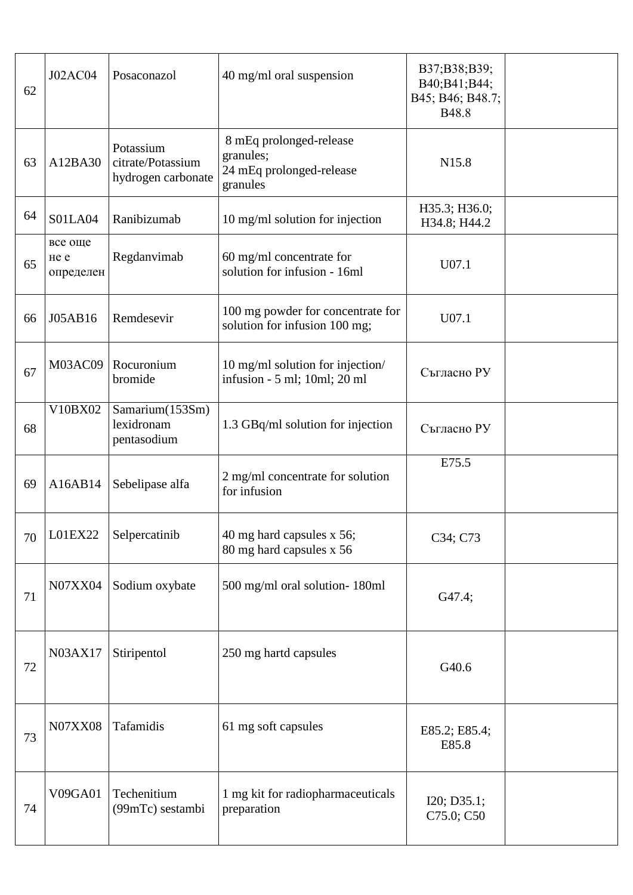| 62 | J02AC04 | Posaconazol | 40 mg/ml oral suspension | B37;B38;B39; B40;B41;B44; B45; B46; B48.7; B48.8 | |
|---|---|---|---|---|---|
| 63 | A12BA30 | Potassium citrate/Potassium hydrogen carbonate | 8 mEq prolonged-release granules;<br>24 mEq prolonged-release granules | N15.8 | |
| 64 | S01LA04 | Ranibizumab | 10 mg/ml solution for injection | H35.3; H36.0; H34.8; H44.2 | |
| 65 | все още не е определен | Regdanvimab | 60 mg/ml concentrate for solution for infusion - 16ml | U07.1 | |
| 66 | J05AB16 | Remdesevir | 100 mg powder for concentrate for solution for infusion 100 mg; | U07.1 | |
| 67 | M03AC09 | Rocuronium bromide | 10 mg/ml solution for injection/ infusion - 5 ml; 10ml; 20 ml | Съгласно РУ | |
| 68 | V10BX02 | Samarium(153Sm) lexidronam pentasodium | 1.3 GBq/ml solution for injection | Съгласно РУ | |
| 69 | A16AB14 | Sebelipase alfa | 2 mg/ml concentrate for solution for infusion | E75.5 | |
| 70 | L01EX22 | Selpercatinib | 40 mg hard capsules x 56;<br>80 mg hard capsules x 56 | C34; C73 | |
| 71 | N07XX04 | Sodium oxybate | 500 mg/ml oral solution- 180ml | G47.4; | |
| 72 | N03AX17 | Stiripentol | 250 mg hartd capsules | G40.6 | |
| 73 | N07XX08 | Tafamidis | 61 mg soft capsules | E85.2; E85.4; E85.8 | |
| 74 | V09GA01 | Techenitium (99mTc) sestambi | 1 mg kit for radiopharmaceuticals preparation | I20; D35.1; C75.0; C50 | |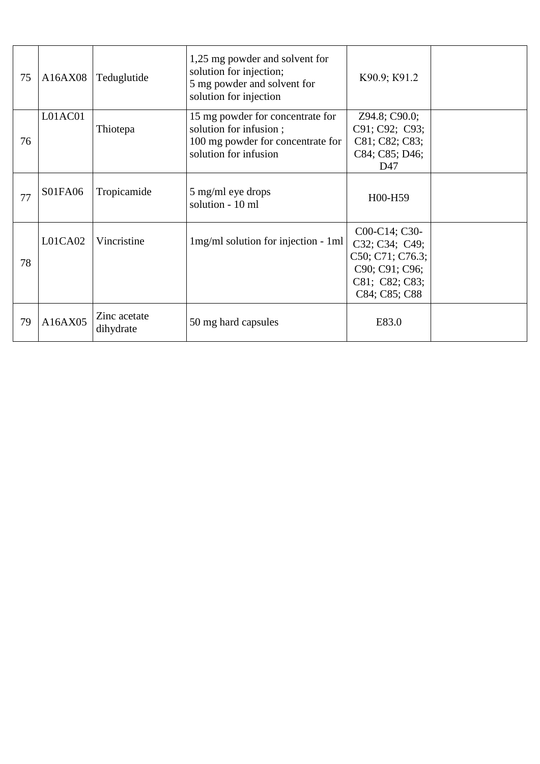| | | | | | |
|---|---|---|---|---|---|
| 75 | A16AX08 | Teduglutide | 1,25 mg powder and solvent for solution for injection;<br>5 mg powder and solvent for solution for injection | K90.9; K91.2 | |
| 76 | L01AC01 | Thiotepa | 15 mg powder for concentrate for solution for infusion ;<br>100 mg powder for concentrate for solution for infusion | Z94.8; C90.0; C91; C92; C93; C81; C82; C83; C84; C85; D46; D47 | |
| 77 | S01FA06 | Tropicamide | 5 mg/ml eye drops solution - 10 ml | H00-H59 | |
| 78 | L01CA02 | Vincristine | 1mg/ml solution for injection - 1ml | C00-C14; C30-C32; C34; C49; C50; C71; C76.3; C90; C91; C96; C81; C82; C83; C84; C85; C88 | |
| 79 | A16AX05 | Zinc acetate dihydrate | 50 mg hard capsules | E83.0 | |